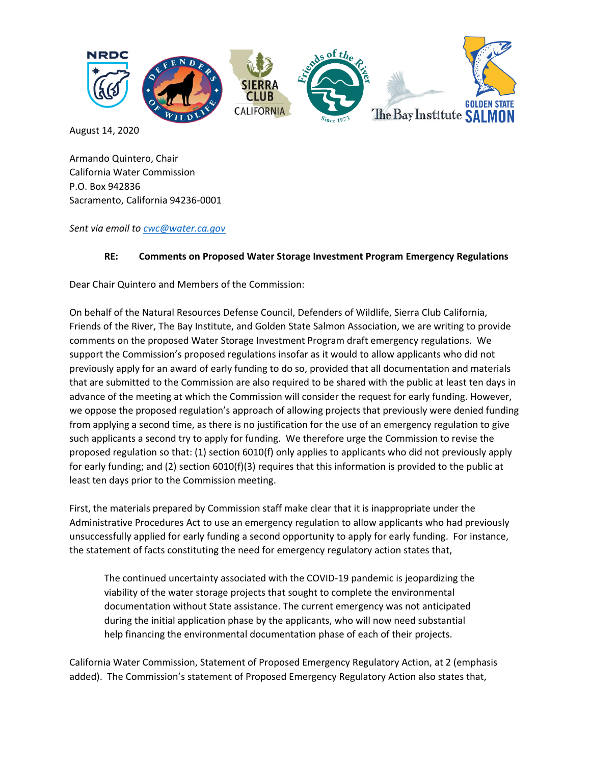August 14, 2020

Armando Quintero, Chair
California Water Commission
P.O. Box 942836
Sacramento, California 94236-0001

*Sent via email to cwc@water.ca.gov*

**RE: Comments on Proposed Water Storage Investment Program Emergency Regulations**

Dear Chair Quintero and Members of the Commission:

On behalf of the Natural Resources Defense Council, Defenders of Wildlife, Sierra Club California, Friends of the River, The Bay Institute, and Golden State Salmon Association, we are writing to provide comments on the proposed Water Storage Investment Program draft emergency regulations. We support the Commission's proposed regulations insofar as it would to allow applicants who did not previously apply for an award of early funding to do so, provided that all documentation and materials that are submitted to the Commission are also required to be shared with the public at least ten days in advance of the meeting at which the Commission will consider the request for early funding. However, we oppose the proposed regulation's approach of allowing projects that previously were denied funding from applying a second time, as there is no justification for the use of an emergency regulation to give such applicants a second try to apply for funding. We therefore urge the Commission to revise the proposed regulation so that: (1) section 6010(f) only applies to applicants who did not previously apply for early funding; and (2) section 6010(f)(3) requires that this information is provided to the public at least ten days prior to the Commission meeting.

First, the materials prepared by Commission staff make clear that it is inappropriate under the Administrative Procedures Act to use an emergency regulation to allow applicants who had previously unsuccessfully applied for early funding a second opportunity to apply for early funding. For instance, the statement of facts constituting the need for emergency regulatory action states that,

> The continued uncertainty associated with the COVID-19 pandemic is jeopardizing the viability of the water storage projects that sought to complete the environmental documentation without State assistance. The current emergency was not anticipated during the initial application phase by the applicants, who will now need substantial help financing the environmental documentation phase of each of their projects.

California Water Commission, Statement of Proposed Emergency Regulatory Action, at 2 (emphasis added). The Commission's statement of Proposed Emergency Regulatory Action also states that,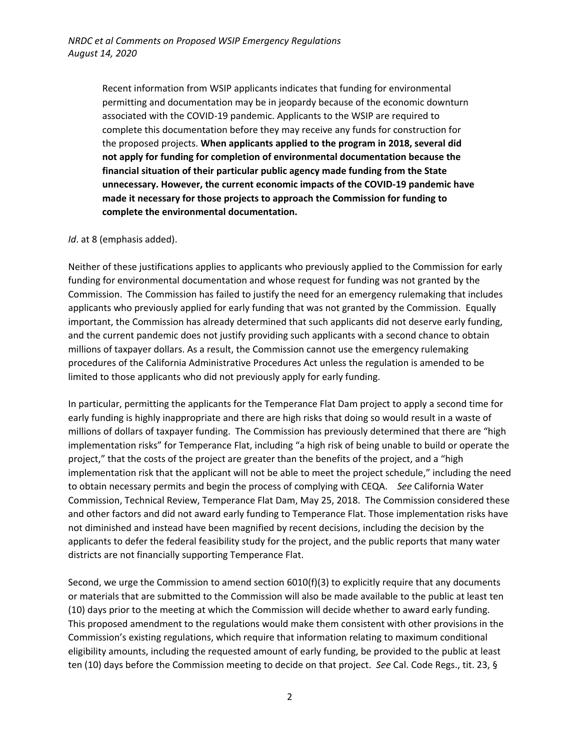> Recent information from WSIP applicants indicates that funding for environmental permitting and documentation may be in jeopardy because of the economic downturn associated with the COVID-19 pandemic. Applicants to the WSIP are required to complete this documentation before they may receive any funds for construction for the proposed projects. **When applicants applied to the program in 2018, several did not apply for funding for completion of environmental documentation because the financial situation of their particular public agency made funding from the State unnecessary. However, the current economic impacts of the COVID-19 pandemic have made it necessary for those projects to approach the Commission for funding to complete the environmental documentation.**

*Id*. at 8 (emphasis added).

Neither of these justifications applies to applicants who previously applied to the Commission for early funding for environmental documentation and whose request for funding was not granted by the Commission. The Commission has failed to justify the need for an emergency rulemaking that includes applicants who previously applied for early funding that was not granted by the Commission. Equally important, the Commission has already determined that such applicants did not deserve early funding, and the current pandemic does not justify providing such applicants with a second chance to obtain millions of taxpayer dollars. As a result, the Commission cannot use the emergency rulemaking procedures of the California Administrative Procedures Act unless the regulation is amended to be limited to those applicants who did not previously apply for early funding.

In particular, permitting the applicants for the Temperance Flat Dam project to apply a second time for early funding is highly inappropriate and there are high risks that doing so would result in a waste of millions of dollars of taxpayer funding. The Commission has previously determined that there are "high implementation risks" for Temperance Flat, including "a high risk of being unable to build or operate the project," that the costs of the project are greater than the benefits of the project, and a "high implementation risk that the applicant will not be able to meet the project schedule," including the need to obtain necessary permits and begin the process of complying with CEQA. *See* California Water Commission, Technical Review, Temperance Flat Dam, May 25, 2018. The Commission considered these and other factors and did not award early funding to Temperance Flat. Those implementation risks have not diminished and instead have been magnified by recent decisions, including the decision by the applicants to defer the federal feasibility study for the project, and the public reports that many water districts are not financially supporting Temperance Flat.

Second, we urge the Commission to amend section 6010(f)(3) to explicitly require that any documents or materials that are submitted to the Commission will also be made available to the public at least ten (10) days prior to the meeting at which the Commission will decide whether to award early funding. This proposed amendment to the regulations would make them consistent with other provisions in the Commission's existing regulations, which require that information relating to maximum conditional eligibility amounts, including the requested amount of early funding, be provided to the public at least ten (10) days before the Commission meeting to decide on that project. *See* Cal. Code Regs., tit. 23, §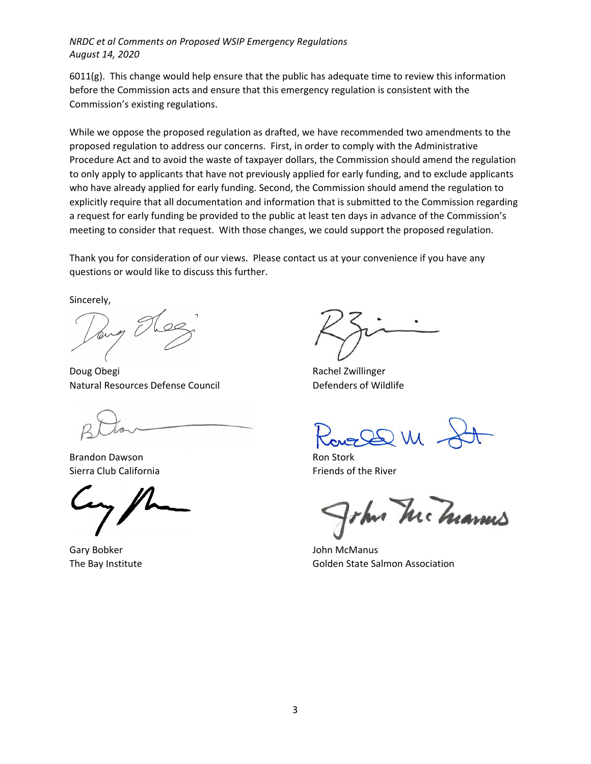6011(g). This change would help ensure that the public has adequate time to review this information before the Commission acts and ensure that this emergency regulation is consistent with the Commission's existing regulations.

While we oppose the proposed regulation as drafted, we have recommended two amendments to the proposed regulation to address our concerns. First, in order to comply with the Administrative Procedure Act and to avoid the waste of taxpayer dollars, the Commission should amend the regulation to only apply to applicants that have not previously applied for early funding, and to exclude applicants who have already applied for early funding. Second, the Commission should amend the regulation to explicitly require that all documentation and information that is submitted to the Commission regarding a request for early funding be provided to the public at least ten days in advance of the Commission's meeting to consider that request. With those changes, we could support the proposed regulation.

Thank you for consideration of our views. Please contact us at your convenience if you have any questions or would like to discuss this further.

Sincerely,

Doug Obegi
Natural Resources Defense Council

Rachel Zwillinger
Defenders of Wildlife

Brandon Dawson
Sierra Club California

Ron Stork
Friends of the River

Gary Bobker
The Bay Institute

John McManus
Golden State Salmon Association